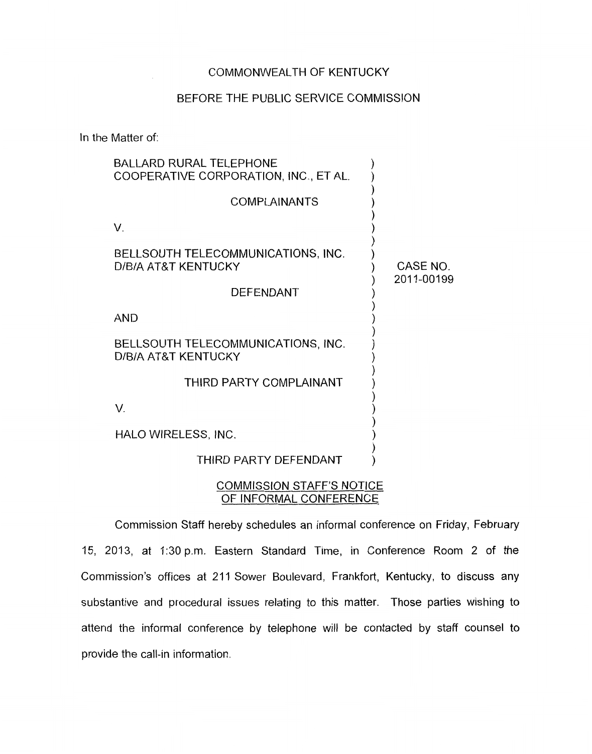COMMONWEALTH OF KENTUCKY

BEFORE THE PUBLIC SERVICE COMMISSION

In the Matter of:

BALLARD RURAL TELEPHONE COOPERATIVE CORPORATION, INC., ET AL.

COMPLAINANTS

V.

BELLSOUTH TELECOMMUNICATIONS, INC. D/B/A AT&T KENTUCKY

DEFENDANT

AND

BELLSOUTH TELECOMMUNICATIONS, INC. D/B/A AT&T KENTUCKY

THIRD PARTY COMPLAINANT

V.

HALO WIRELESS, INC.

THIRD PARTY DEFENDANT

CASE NO. 2011-00199

COMMISSION STAFF'S NOTICE OF INFORMAL CONFERENCE

Commission Staff hereby schedules an informal conference on Friday, February 15, 2013, at 1:30 p.m. Eastern Standard Time, in Conference Room 2 of the Commission's offices at 211 Sower Boulevard, Frankfort, Kentucky, to discuss any substantive and procedural issues relating to this matter. Those parties wishing to attend the informal conference by telephone will be contacted by staff counsel to provide the call-in information.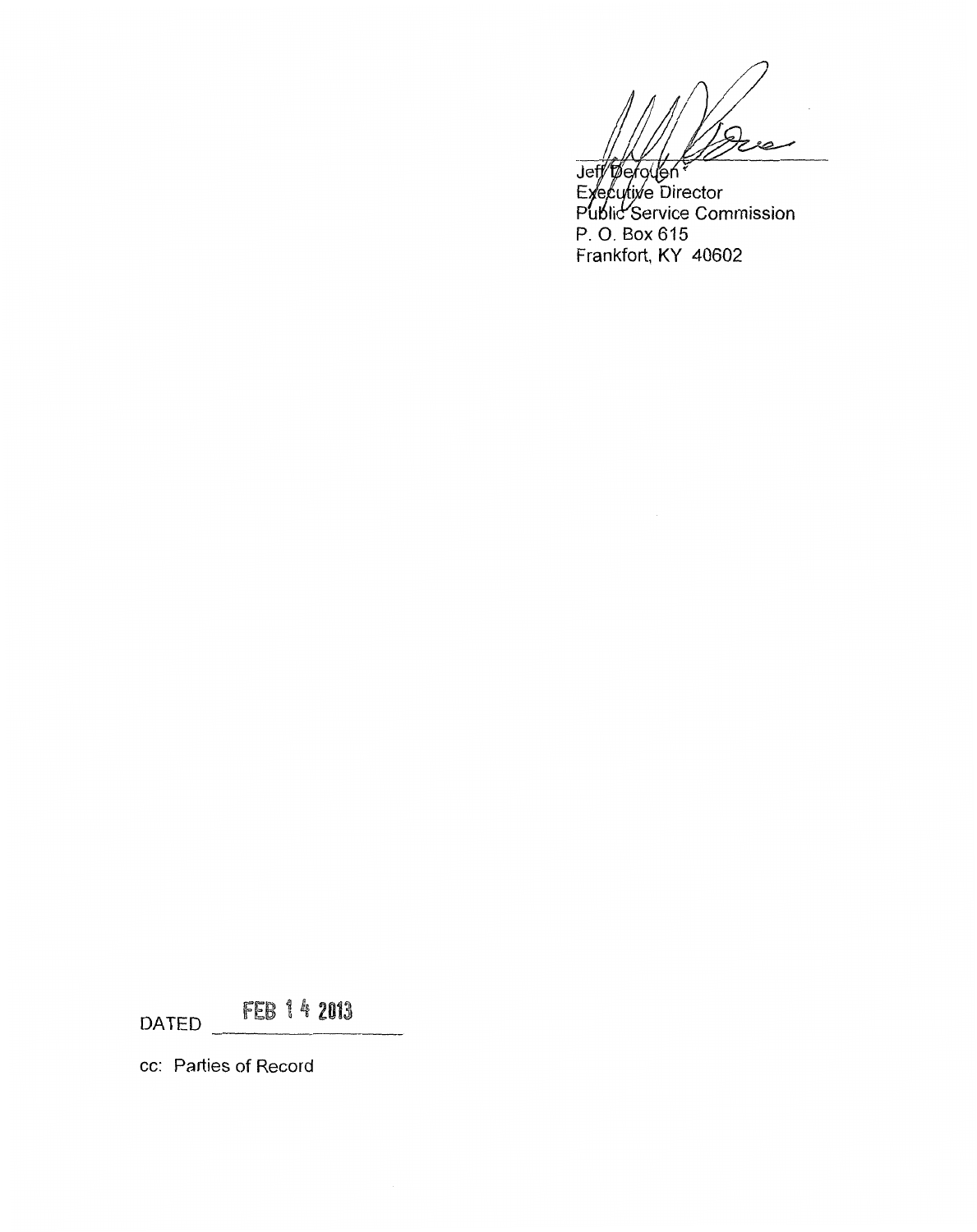Jeff Derouen
Executive Director
Public Service Commission
P. O. Box 615
Frankfort, KY 40602

DATED FEB 14 2013

cc: Parties of Record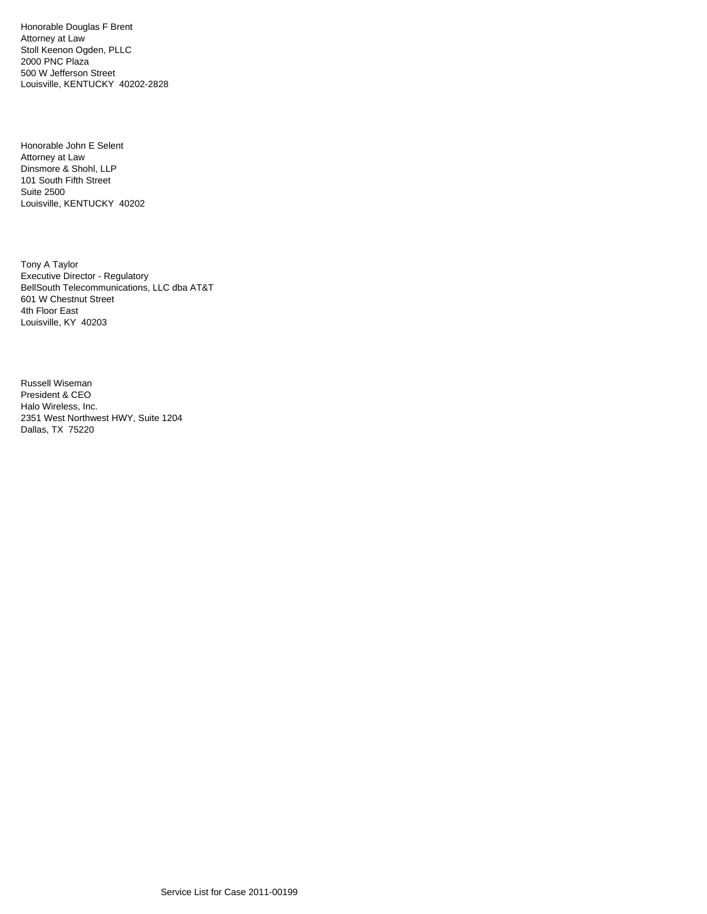Honorable Douglas F Brent
Attorney at Law
Stoll Keenon Ogden, PLLC
2000 PNC Plaza
500 W Jefferson Street
Louisville, KENTUCKY 40202-2828

Honorable John E Selent
Attorney at Law
Dinsmore & Shohl, LLP
101 South Fifth Street
Suite 2500
Louisville, KENTUCKY 40202

Tony A Taylor
Executive Director - Regulatory
BellSouth Telecommunications, LLC dba AT&T
601 W Chestnut Street
4th Floor East
Louisville, KY 40203

Russell Wiseman
President & CEO
Halo Wireless, Inc.
2351 West Northwest HWY, Suite 1204
Dallas, TX 75220

Service List for Case 2011-00199